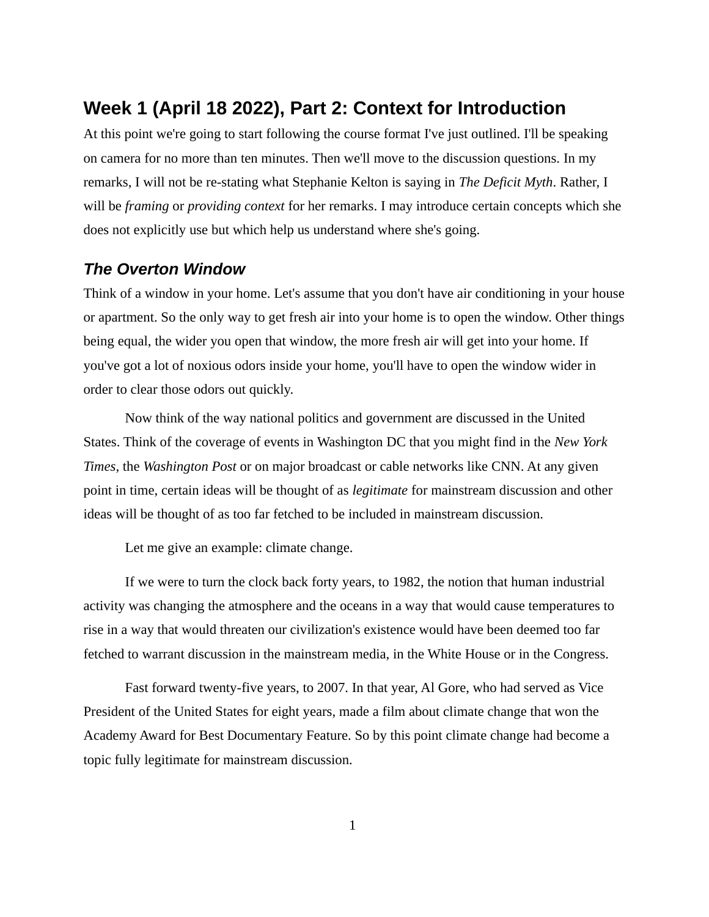## Week 1 (April 18 2022), Part 2: Context for Introduction

At this point we're going to start following the course format I've just outlined. I'll be speaking on camera for no more than ten minutes. Then we'll move to the discussion questions. In my remarks, I will not be re-stating what Stephanie Kelton is saying in *The Deficit Myth*. Rather, I will be *framing* or *providing context* for her remarks. I may introduce certain concepts which she does not explicitly use but which help us understand where she's going.

### *The Overton Window*

Think of a window in your home. Let's assume that you don't have air conditioning in your house or apartment. So the only way to get fresh air into your home is to open the window. Other things being equal, the wider you open that window, the more fresh air will get into your home. If you've got a lot of noxious odors inside your home, you'll have to open the window wider in order to clear those odors out quickly.

Now think of the way national politics and government are discussed in the United States. Think of the coverage of events in Washington DC that you might find in the *New York Times*, the *Washington Post* or on major broadcast or cable networks like CNN. At any given point in time, certain ideas will be thought of as *legitimate* for mainstream discussion and other ideas will be thought of as too far fetched to be included in mainstream discussion.

Let me give an example: climate change.

If we were to turn the clock back forty years, to 1982, the notion that human industrial activity was changing the atmosphere and the oceans in a way that would cause temperatures to rise in a way that would threaten our civilization's existence would have been deemed too far fetched to warrant discussion in the mainstream media, in the White House or in the Congress.

Fast forward twenty-five years, to 2007. In that year, Al Gore, who had served as Vice President of the United States for eight years, made a film about climate change that won the Academy Award for Best Documentary Feature. So by this point climate change had become a topic fully legitimate for mainstream discussion.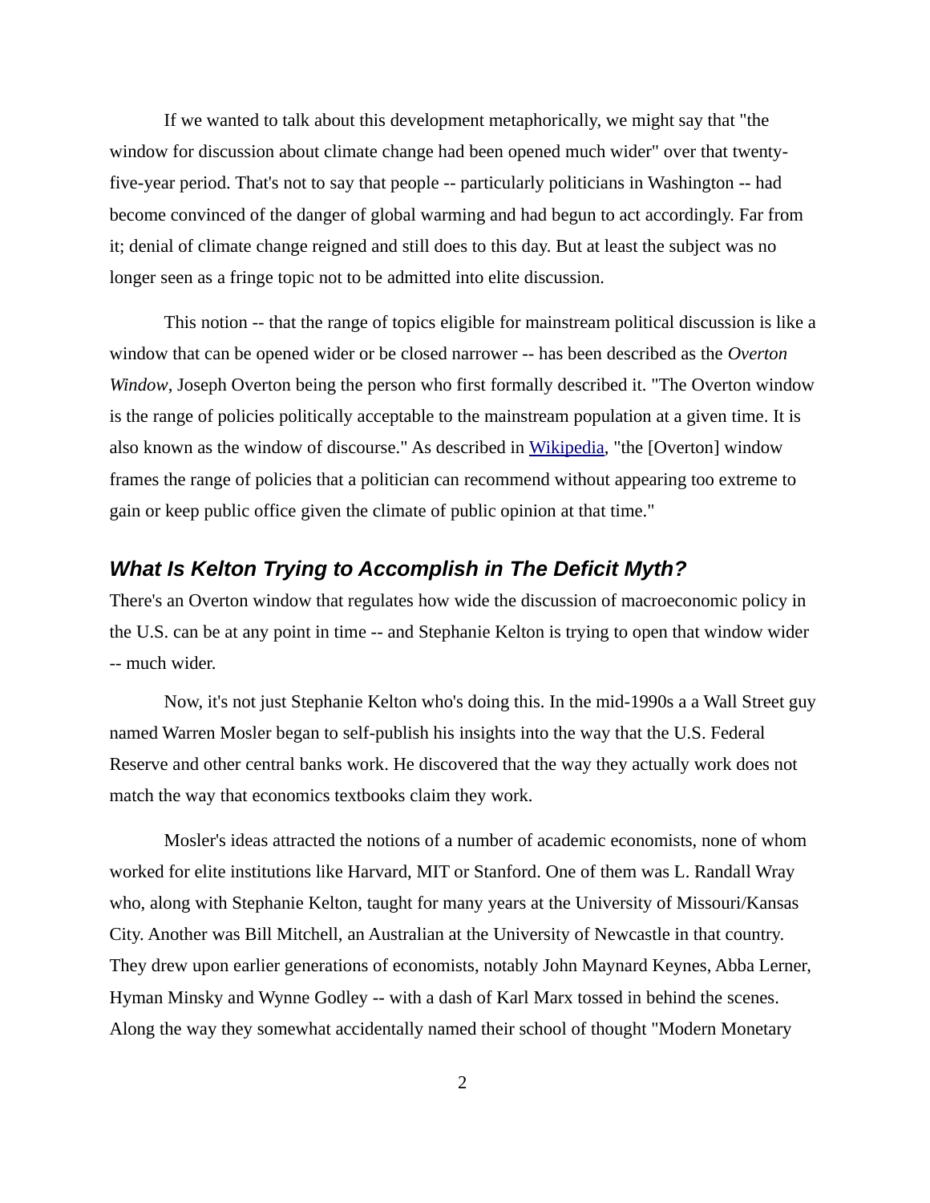If we wanted to talk about this development metaphorically, we might say that "the window for discussion about climate change had been opened much wider" over that twenty-five-year period. That's not to say that people -- particularly politicians in Washington -- had become convinced of the danger of global warming and had begun to act accordingly. Far from it; denial of climate change reigned and still does to this day. But at least the subject was no longer seen as a fringe topic not to be admitted into elite discussion.

This notion -- that the range of topics eligible for mainstream political discussion is like a window that can be opened wider or be closed narrower -- has been described as the *Overton Window*, Joseph Overton being the person who first formally described it. "The Overton window is the range of policies politically acceptable to the mainstream population at a given time. It is also known as the window of discourse." As described in Wikipedia, "the [Overton] window frames the range of policies that a politician can recommend without appearing too extreme to gain or keep public office given the climate of public opinion at that time."

### *What Is Kelton Trying to Accomplish in The Deficit Myth?*

There's an Overton window that regulates how wide the discussion of macroeconomic policy in the U.S. can be at any point in time -- and Stephanie Kelton is trying to open that window wider -- much wider.

Now, it's not just Stephanie Kelton who's doing this. In the mid-1990s a a Wall Street guy named Warren Mosler began to self-publish his insights into the way that the U.S. Federal Reserve and other central banks work. He discovered that the way they actually work does not match the way that economics textbooks claim they work.

Mosler's ideas attracted the notions of a number of academic economists, none of whom worked for elite institutions like Harvard, MIT or Stanford. One of them was L. Randall Wray who, along with Stephanie Kelton, taught for many years at the University of Missouri/Kansas City. Another was Bill Mitchell, an Australian at the University of Newcastle in that country. They drew upon earlier generations of economists, notably John Maynard Keynes, Abba Lerner, Hyman Minsky and Wynne Godley -- with a dash of Karl Marx tossed in behind the scenes. Along the way they somewhat accidentally named their school of thought "Modern Monetary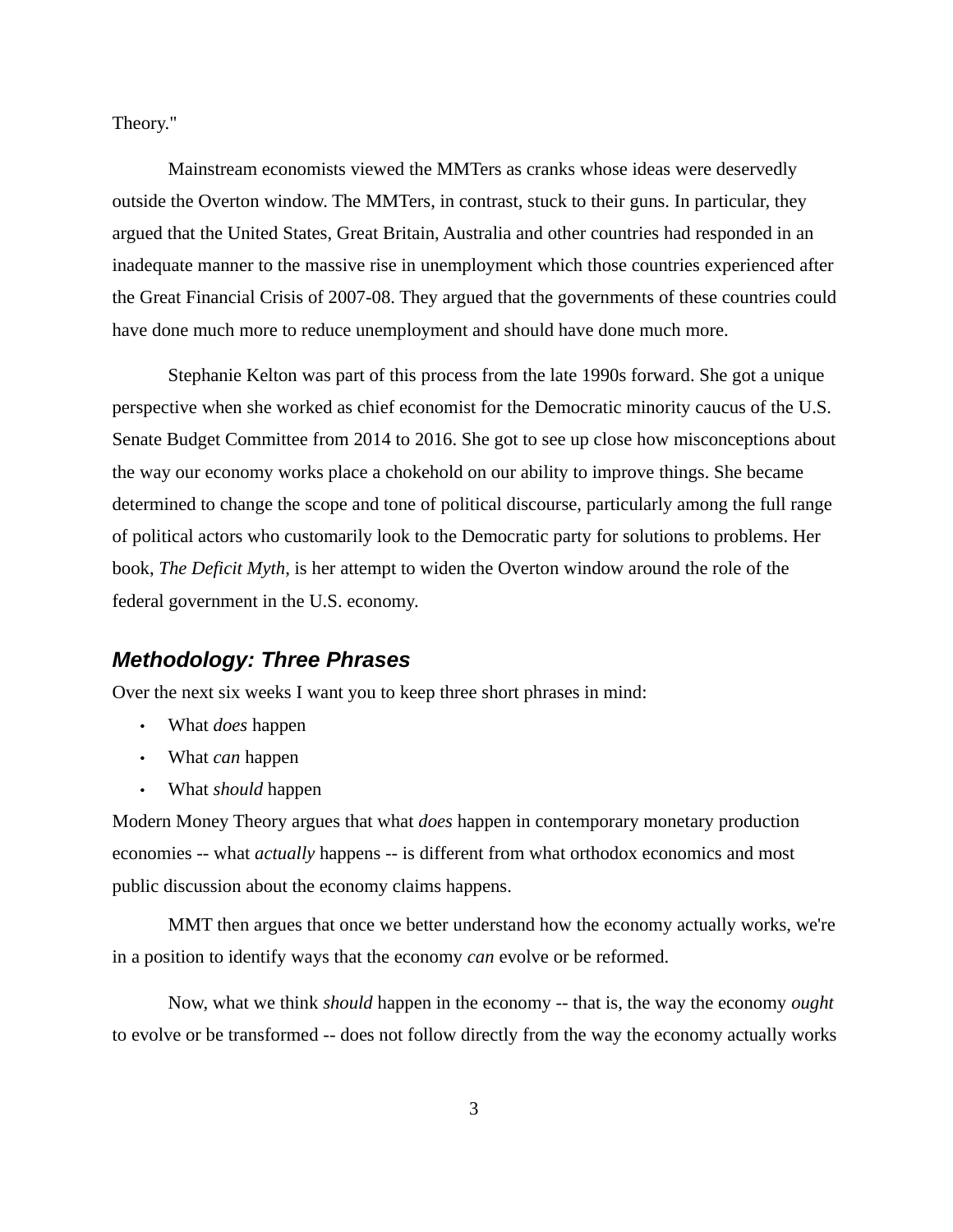Theory."

Mainstream economists viewed the MMTers as cranks whose ideas were deservedly outside the Overton window. The MMTers, in contrast, stuck to their guns. In particular, they argued that the United States, Great Britain, Australia and other countries had responded in an inadequate manner to the massive rise in unemployment which those countries experienced after the Great Financial Crisis of 2007-08. They argued that the governments of these countries could have done much more to reduce unemployment and should have done much more.

Stephanie Kelton was part of this process from the late 1990s forward. She got a unique perspective when she worked as chief economist for the Democratic minority caucus of the U.S. Senate Budget Committee from 2014 to 2016. She got to see up close how misconceptions about the way our economy works place a chokehold on our ability to improve things. She became determined to change the scope and tone of political discourse, particularly among the full range of political actors who customarily look to the Democratic party for solutions to problems. Her book, *The Deficit Myth*, is her attempt to widen the Overton window around the role of the federal government in the U.S. economy.

## *Methodology: Three Phrases*

Over the next six weeks I want you to keep three short phrases in mind:

- What *does* happen
- What *can* happen
- What *should* happen

Modern Money Theory argues that what *does* happen in contemporary monetary production economies -- what *actually* happens -- is different from what orthodox economics and most public discussion about the economy claims happens.

MMT then argues that once we better understand how the economy actually works, we're in a position to identify ways that the economy *can* evolve or be reformed.

Now, what we think *should* happen in the economy -- that is, the way the economy *ought* to evolve or be transformed -- does not follow directly from the way the economy actually works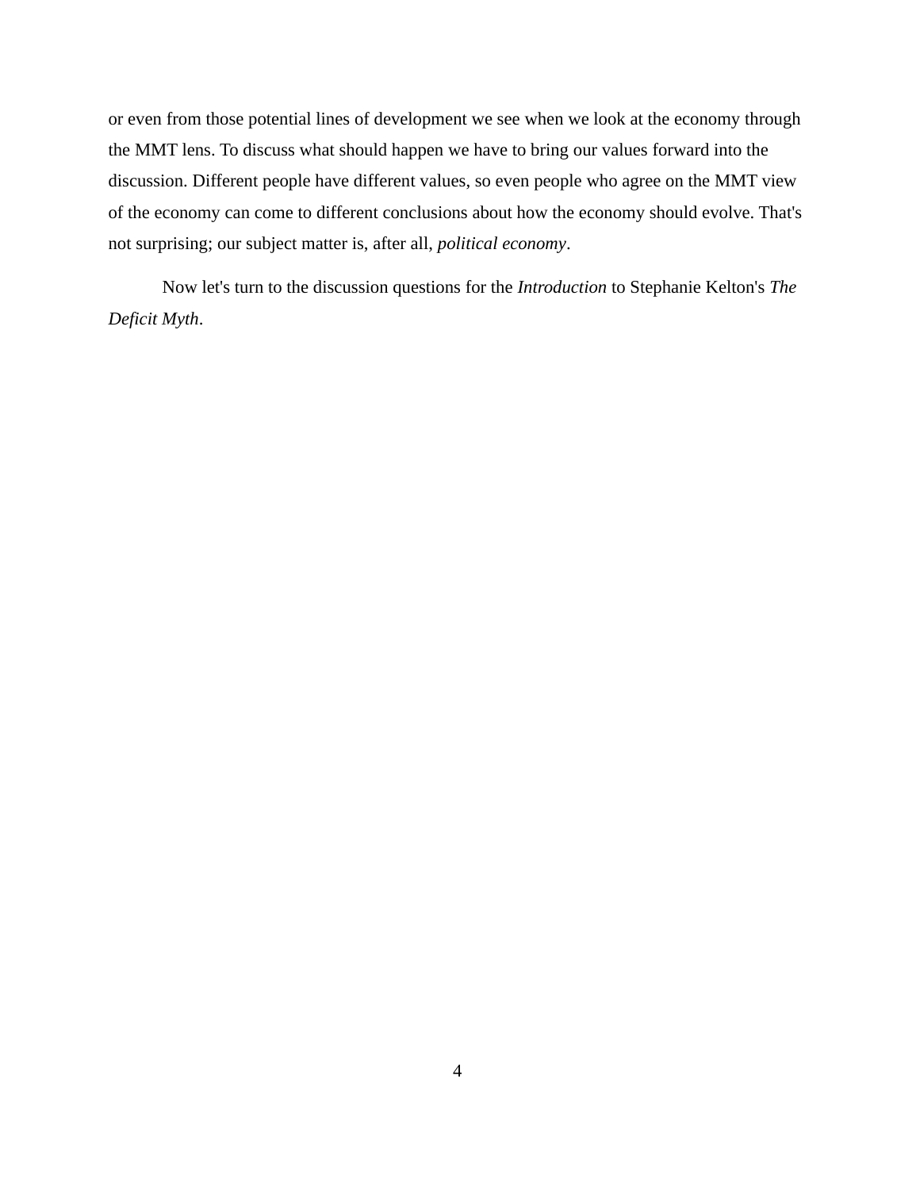or even from those potential lines of development we see when we look at the economy through the MMT lens. To discuss what should happen we have to bring our values forward into the discussion. Different people have different values, so even people who agree on the MMT view of the economy can come to different conclusions about how the economy should evolve. That's not surprising; our subject matter is, after all, *political economy*.

Now let's turn to the discussion questions for the *Introduction* to Stephanie Kelton's *The Deficit Myth*.